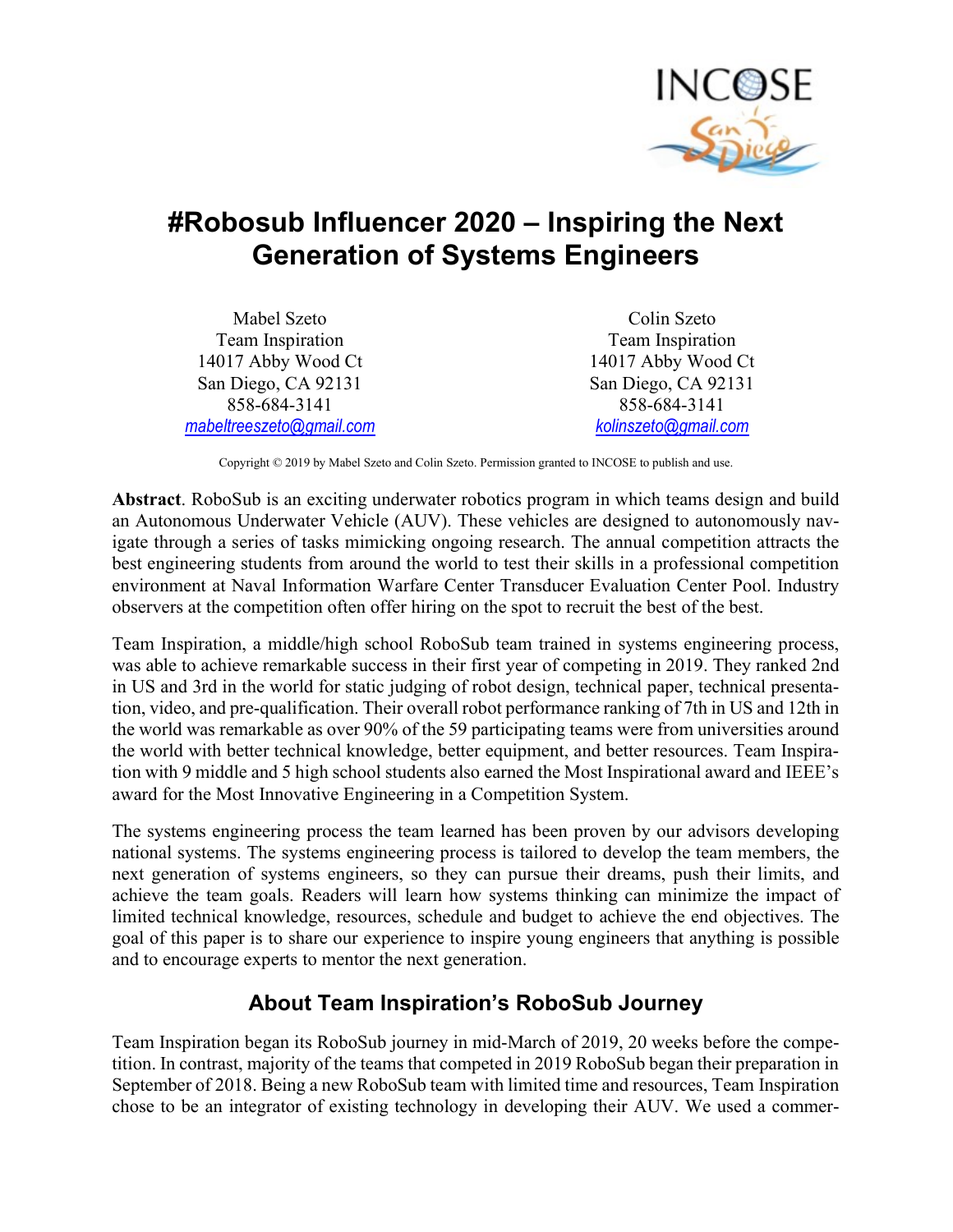# #Robosub Influencer 2020 – Inspiring the Next Generation of Systems Engineers

Mabel Szeto
Team Inspiration
14017 Abby Wood Ct
San Diego, CA 92131
858-684-3141
mabeltreeszeto@gmail.com

Colin Szeto
Team Inspiration
14017 Abby Wood Ct
San Diego, CA 92131
858-684-3141
kolinszeto@gmail.com

Copyright © 2019 by Mabel Szeto and Colin Szeto. Permission granted to INCOSE to publish and use.

**Abstract**. RoboSub is an exciting underwater robotics program in which teams design and build an Autonomous Underwater Vehicle (AUV). These vehicles are designed to autonomously navigate through a series of tasks mimicking ongoing research. The annual competition attracts the best engineering students from around the world to test their skills in a professional competition environment at Naval Information Warfare Center Transducer Evaluation Center Pool. Industry observers at the competition often offer hiring on the spot to recruit the best of the best.

Team Inspiration, a middle/high school RoboSub team trained in systems engineering process, was able to achieve remarkable success in their first year of competing in 2019. They ranked 2nd in US and 3rd in the world for static judging of robot design, technical paper, technical presentation, video, and pre-qualification. Their overall robot performance ranking of 7th in US and 12th in the world was remarkable as over 90% of the 59 participating teams were from universities around the world with better technical knowledge, better equipment, and better resources. Team Inspiration with 9 middle and 5 high school students also earned the Most Inspirational award and IEEE's award for the Most Innovative Engineering in a Competition System.

The systems engineering process the team learned has been proven by our advisors developing national systems. The systems engineering process is tailored to develop the team members, the next generation of systems engineers, so they can pursue their dreams, push their limits, and achieve the team goals. Readers will learn how systems thinking can minimize the impact of limited technical knowledge, resources, schedule and budget to achieve the end objectives. The goal of this paper is to share our experience to inspire young engineers that anything is possible and to encourage experts to mentor the next generation.

## About Team Inspiration's RoboSub Journey

Team Inspiration began its RoboSub journey in mid-March of 2019, 20 weeks before the competition. In contrast, majority of the teams that competed in 2019 RoboSub began their preparation in September of 2018. Being a new RoboSub team with limited time and resources, Team Inspiration chose to be an integrator of existing technology in developing their AUV. We used a commer-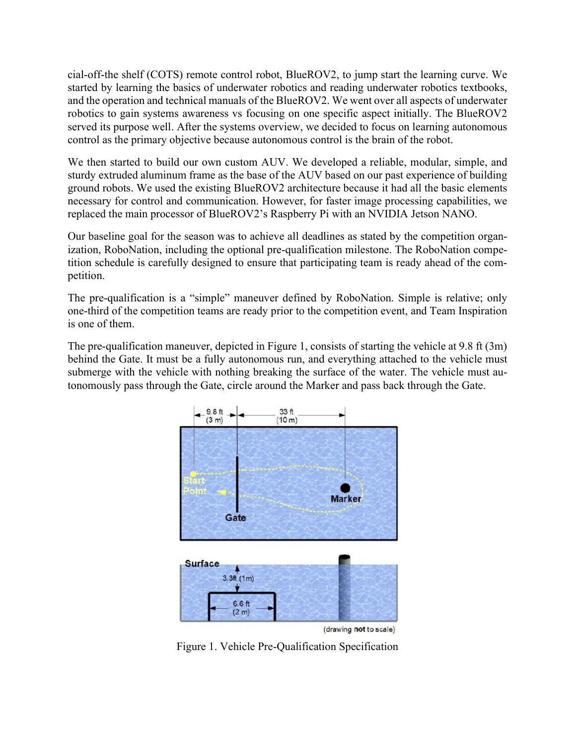cial-off-the shelf (COTS) remote control robot, BlueROV2, to jump start the learning curve. We started by learning the basics of underwater robotics and reading underwater robotics textbooks, and the operation and technical manuals of the BlueROV2. We went over all aspects of underwater robotics to gain systems awareness vs focusing on one specific aspect initially. The BlueROV2 served its purpose well. After the systems overview, we decided to focus on learning autonomous control as the primary objective because autonomous control is the brain of the robot.

We then started to build our own custom AUV. We developed a reliable, modular, simple, and sturdy extruded aluminum frame as the base of the AUV based on our past experience of building ground robots. We used the existing BlueROV2 architecture because it had all the basic elements necessary for control and communication. However, for faster image processing capabilities, we replaced the main processor of BlueROV2's Raspberry Pi with an NVIDIA Jetson NANO.

Our baseline goal for the season was to achieve all deadlines as stated by the competition organization, RoboNation, including the optional pre-qualification milestone. The RoboNation competition schedule is carefully designed to ensure that participating team is ready ahead of the competition.

The pre-qualification is a "simple" maneuver defined by RoboNation. Simple is relative; only one-third of the competition teams are ready prior to the competition event, and Team Inspiration is one of them.

The pre-qualification maneuver, depicted in Figure 1, consists of starting the vehicle at 9.8 ft (3m) behind the Gate. It must be a fully autonomous run, and everything attached to the vehicle must submerge with the vehicle with nothing breaking the surface of the water. The vehicle must autonomously pass through the Gate, circle around the Marker and pass back through the Gate.

Figure 1. Vehicle Pre-Qualification Specification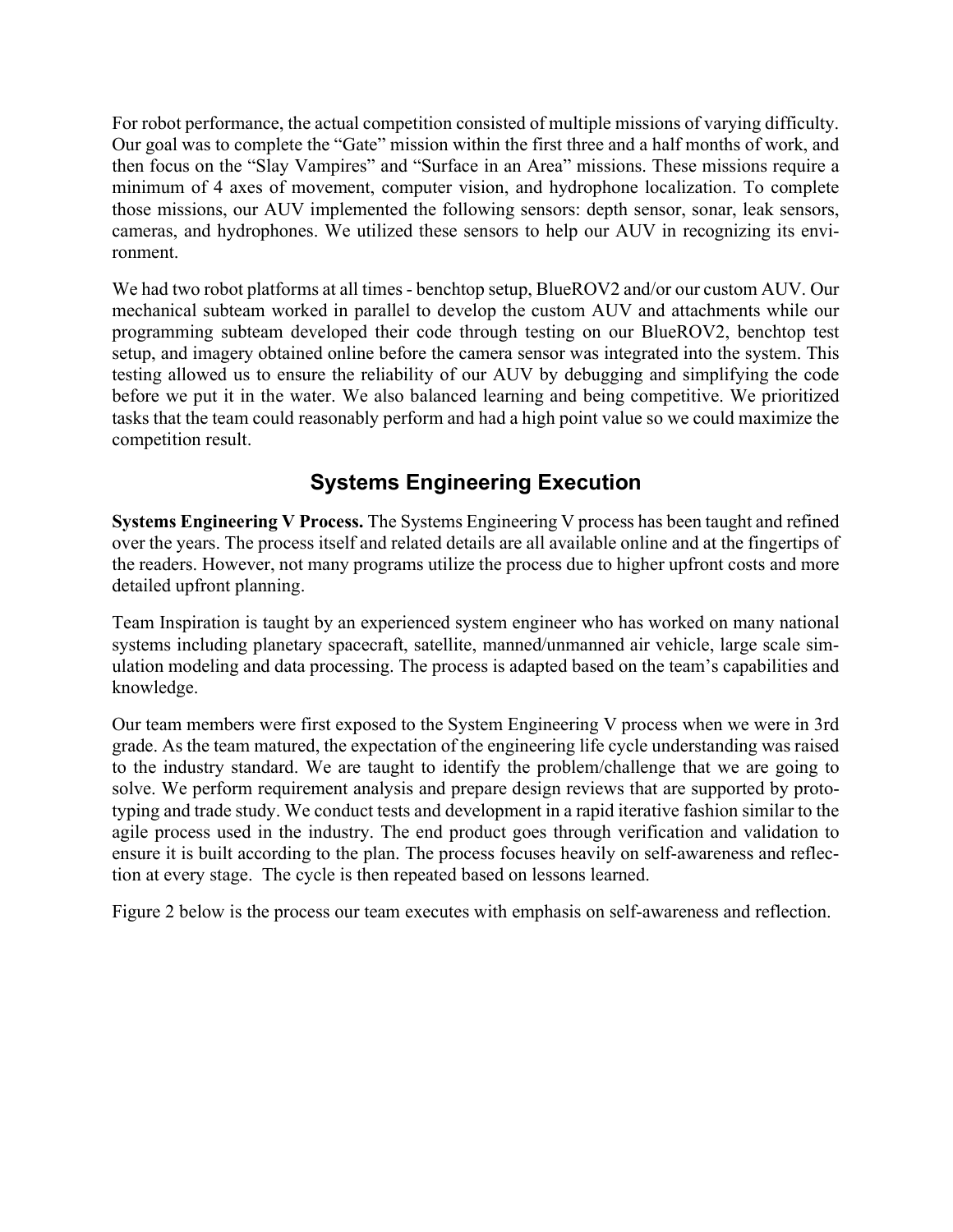For robot performance, the actual competition consisted of multiple missions of varying difficulty. Our goal was to complete the "Gate" mission within the first three and a half months of work, and then focus on the "Slay Vampires" and "Surface in an Area" missions. These missions require a minimum of 4 axes of movement, computer vision, and hydrophone localization. To complete those missions, our AUV implemented the following sensors: depth sensor, sonar, leak sensors, cameras, and hydrophones. We utilized these sensors to help our AUV in recognizing its environment.

We had two robot platforms at all times - benchtop setup, BlueROV2 and/or our custom AUV. Our mechanical subteam worked in parallel to develop the custom AUV and attachments while our programming subteam developed their code through testing on our BlueROV2, benchtop test setup, and imagery obtained online before the camera sensor was integrated into the system. This testing allowed us to ensure the reliability of our AUV by debugging and simplifying the code before we put it in the water. We also balanced learning and being competitive. We prioritized tasks that the team could reasonably perform and had a high point value so we could maximize the competition result.

## Systems Engineering Execution

**Systems Engineering V Process.** The Systems Engineering V process has been taught and refined over the years. The process itself and related details are all available online and at the fingertips of the readers. However, not many programs utilize the process due to higher upfront costs and more detailed upfront planning.

Team Inspiration is taught by an experienced system engineer who has worked on many national systems including planetary spacecraft, satellite, manned/unmanned air vehicle, large scale simulation modeling and data processing. The process is adapted based on the team's capabilities and knowledge.

Our team members were first exposed to the System Engineering V process when we were in 3rd grade. As the team matured, the expectation of the engineering life cycle understanding was raised to the industry standard. We are taught to identify the problem/challenge that we are going to solve. We perform requirement analysis and prepare design reviews that are supported by prototyping and trade study. We conduct tests and development in a rapid iterative fashion similar to the agile process used in the industry. The end product goes through verification and validation to ensure it is built according to the plan. The process focuses heavily on self-awareness and reflection at every stage. The cycle is then repeated based on lessons learned.

Figure 2 below is the process our team executes with emphasis on self-awareness and reflection.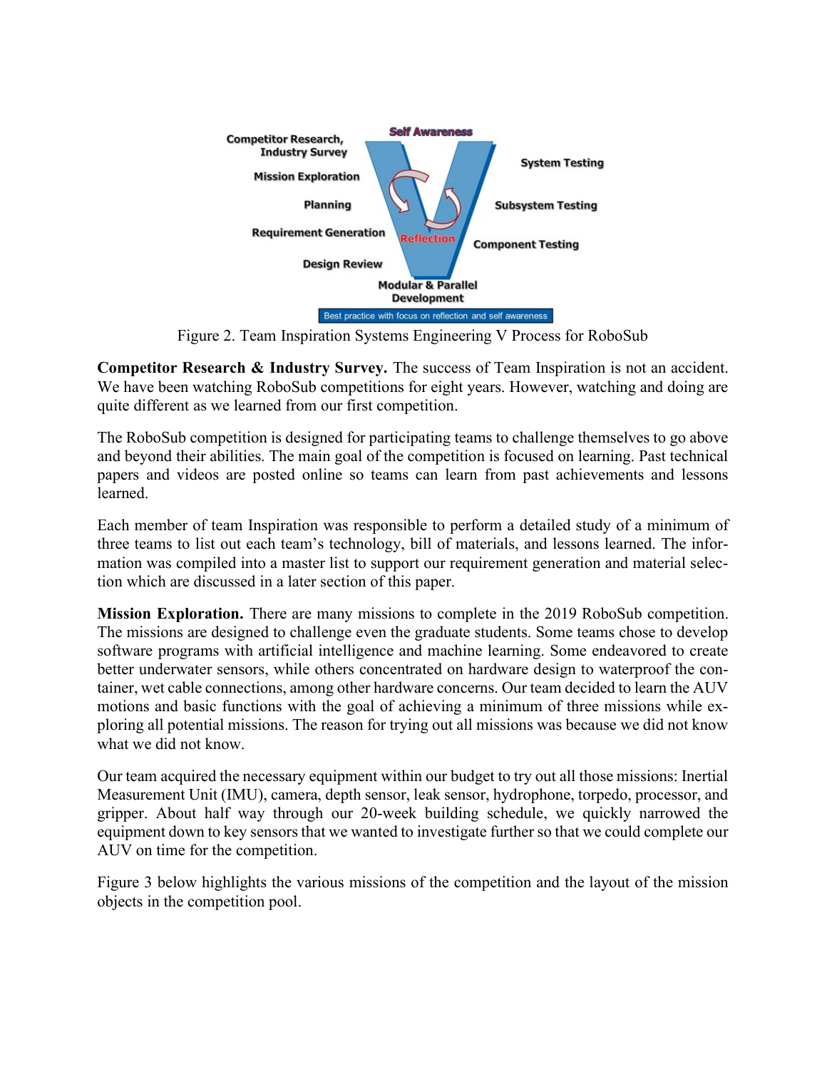Figure 2. Team Inspiration Systems Engineering V Process for RoboSub

**Competitor Research & Industry Survey.** The success of Team Inspiration is not an accident. We have been watching RoboSub competitions for eight years. However, watching and doing are quite different as we learned from our first competition.

The RoboSub competition is designed for participating teams to challenge themselves to go above and beyond their abilities. The main goal of the competition is focused on learning. Past technical papers and videos are posted online so teams can learn from past achievements and lessons learned.

Each member of team Inspiration was responsible to perform a detailed study of a minimum of three teams to list out each team's technology, bill of materials, and lessons learned. The information was compiled into a master list to support our requirement generation and material selection which are discussed in a later section of this paper.

**Mission Exploration.** There are many missions to complete in the 2019 RoboSub competition. The missions are designed to challenge even the graduate students. Some teams chose to develop software programs with artificial intelligence and machine learning. Some endeavored to create better underwater sensors, while others concentrated on hardware design to waterproof the container, wet cable connections, among other hardware concerns. Our team decided to learn the AUV motions and basic functions with the goal of achieving a minimum of three missions while exploring all potential missions. The reason for trying out all missions was because we did not know what we did not know.

Our team acquired the necessary equipment within our budget to try out all those missions: Inertial Measurement Unit (IMU), camera, depth sensor, leak sensor, hydrophone, torpedo, processor, and gripper. About half way through our 20-week building schedule, we quickly narrowed the equipment down to key sensors that we wanted to investigate further so that we could complete our AUV on time for the competition.

Figure 3 below highlights the various missions of the competition and the layout of the mission objects in the competition pool.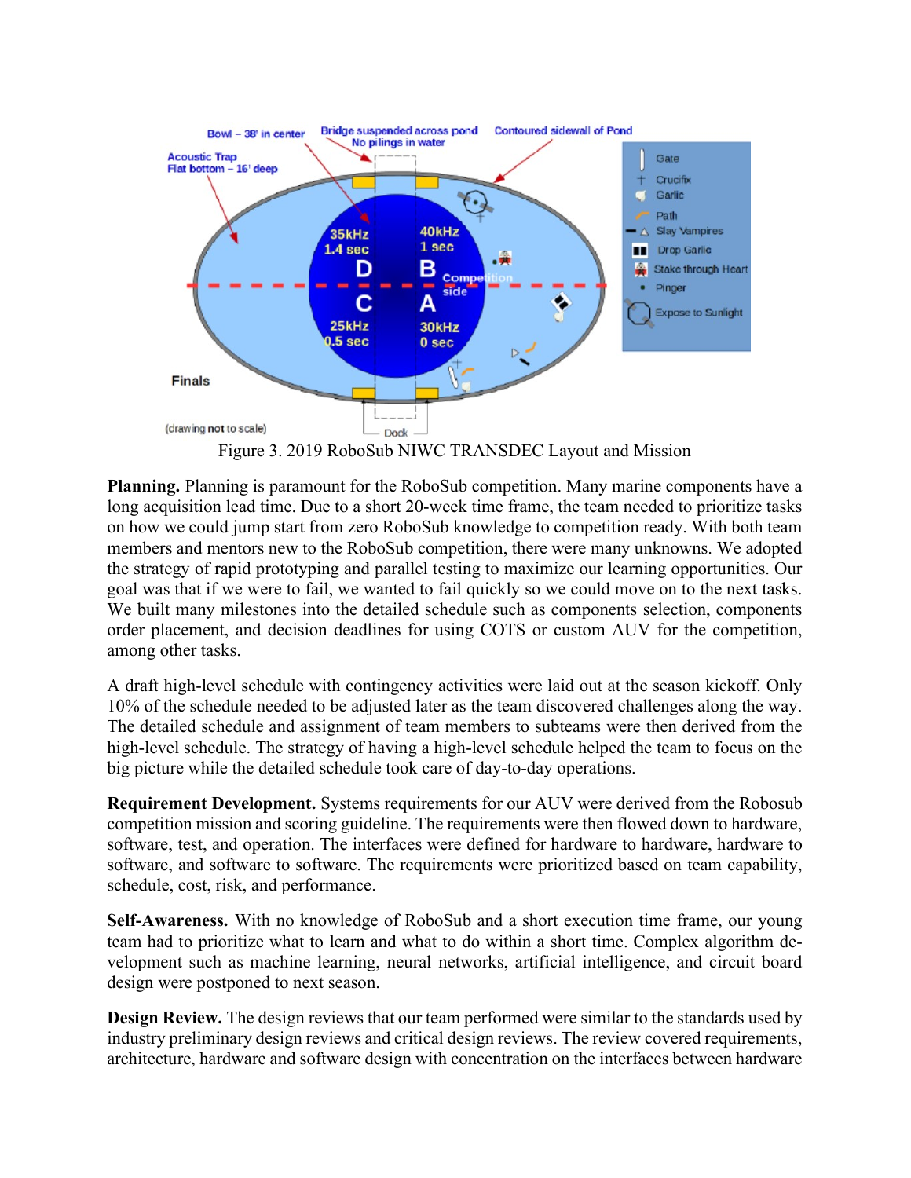Figure 3. 2019 RoboSub NIWC TRANSDEC Layout and Mission

**Planning.** Planning is paramount for the RoboSub competition. Many marine components have a long acquisition lead time. Due to a short 20-week time frame, the team needed to prioritize tasks on how we could jump start from zero RoboSub knowledge to competition ready. With both team members and mentors new to the RoboSub competition, there were many unknowns. We adopted the strategy of rapid prototyping and parallel testing to maximize our learning opportunities. Our goal was that if we were to fail, we wanted to fail quickly so we could move on to the next tasks. We built many milestones into the detailed schedule such as components selection, components order placement, and decision deadlines for using COTS or custom AUV for the competition, among other tasks.

A draft high-level schedule with contingency activities were laid out at the season kickoff. Only 10% of the schedule needed to be adjusted later as the team discovered challenges along the way. The detailed schedule and assignment of team members to subteams were then derived from the high-level schedule. The strategy of having a high-level schedule helped the team to focus on the big picture while the detailed schedule took care of day-to-day operations.

**Requirement Development.** Systems requirements for our AUV were derived from the Robosub competition mission and scoring guideline. The requirements were then flowed down to hardware, software, test, and operation. The interfaces were defined for hardware to hardware, hardware to software, and software to software. The requirements were prioritized based on team capability, schedule, cost, risk, and performance.

**Self-Awareness.** With no knowledge of RoboSub and a short execution time frame, our young team had to prioritize what to learn and what to do within a short time. Complex algorithm development such as machine learning, neural networks, artificial intelligence, and circuit board design were postponed to next season.

**Design Review.** The design reviews that our team performed were similar to the standards used by industry preliminary design reviews and critical design reviews. The review covered requirements, architecture, hardware and software design with concentration on the interfaces between hardware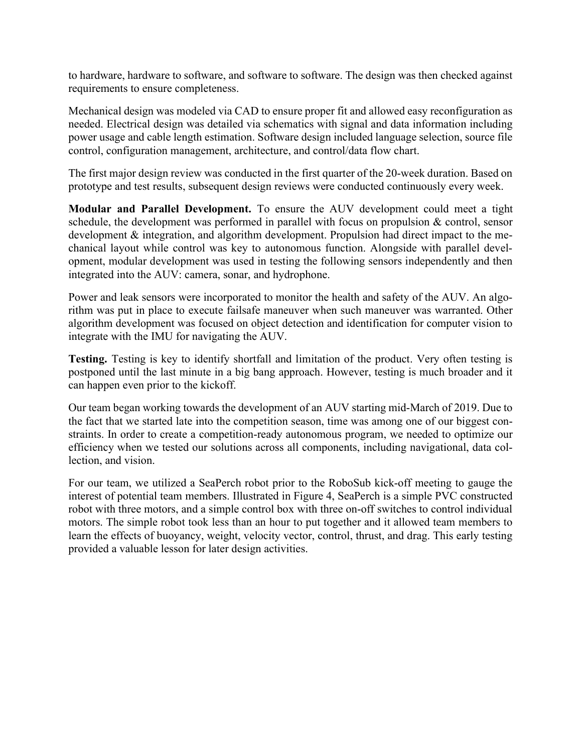to hardware, hardware to software, and software to software. The design was then checked against requirements to ensure completeness.

Mechanical design was modeled via CAD to ensure proper fit and allowed easy reconfiguration as needed. Electrical design was detailed via schematics with signal and data information including power usage and cable length estimation. Software design included language selection, source file control, configuration management, architecture, and control/data flow chart.

The first major design review was conducted in the first quarter of the 20-week duration. Based on prototype and test results, subsequent design reviews were conducted continuously every week.

**Modular and Parallel Development.** To ensure the AUV development could meet a tight schedule, the development was performed in parallel with focus on propulsion & control, sensor development & integration, and algorithm development. Propulsion had direct impact to the mechanical layout while control was key to autonomous function. Alongside with parallel development, modular development was used in testing the following sensors independently and then integrated into the AUV: camera, sonar, and hydrophone.

Power and leak sensors were incorporated to monitor the health and safety of the AUV. An algorithm was put in place to execute failsafe maneuver when such maneuver was warranted. Other algorithm development was focused on object detection and identification for computer vision to integrate with the IMU for navigating the AUV.

**Testing.** Testing is key to identify shortfall and limitation of the product. Very often testing is postponed until the last minute in a big bang approach. However, testing is much broader and it can happen even prior to the kickoff.

Our team began working towards the development of an AUV starting mid-March of 2019. Due to the fact that we started late into the competition season, time was among one of our biggest constraints. In order to create a competition-ready autonomous program, we needed to optimize our efficiency when we tested our solutions across all components, including navigational, data collection, and vision.

For our team, we utilized a SeaPerch robot prior to the RoboSub kick-off meeting to gauge the interest of potential team members. Illustrated in Figure 4, SeaPerch is a simple PVC constructed robot with three motors, and a simple control box with three on-off switches to control individual motors. The simple robot took less than an hour to put together and it allowed team members to learn the effects of buoyancy, weight, velocity vector, control, thrust, and drag. This early testing provided a valuable lesson for later design activities.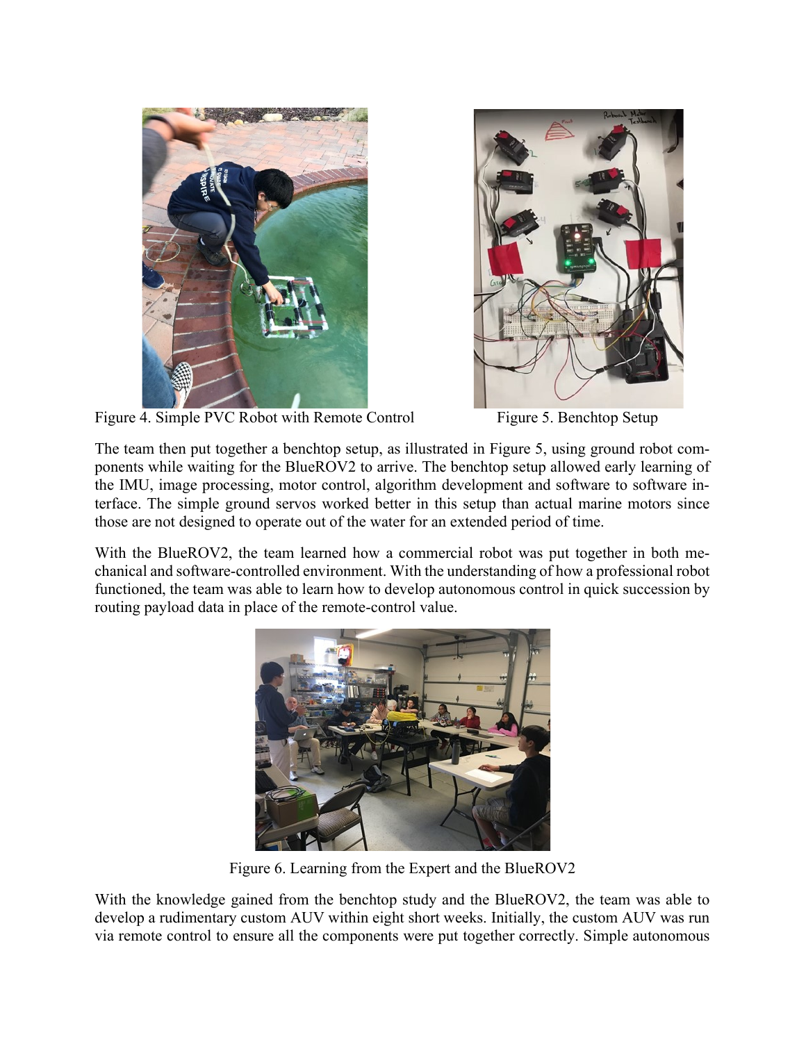Figure 4. Simple PVC Robot with Remote Control

Figure 5. Benchtop Setup

The team then put together a benchtop setup, as illustrated in Figure 5, using ground robot components while waiting for the BlueROV2 to arrive. The benchtop setup allowed early learning of the IMU, image processing, motor control, algorithm development and software to software interface. The simple ground servos worked better in this setup than actual marine motors since those are not designed to operate out of the water for an extended period of time.

With the BlueROV2, the team learned how a commercial robot was put together in both mechanical and software-controlled environment. With the understanding of how a professional robot functioned, the team was able to learn how to develop autonomous control in quick succession by routing payload data in place of the remote-control value.

Figure 6. Learning from the Expert and the BlueROV2

With the knowledge gained from the benchtop study and the BlueROV2, the team was able to develop a rudimentary custom AUV within eight short weeks. Initially, the custom AUV was run via remote control to ensure all the components were put together correctly. Simple autonomous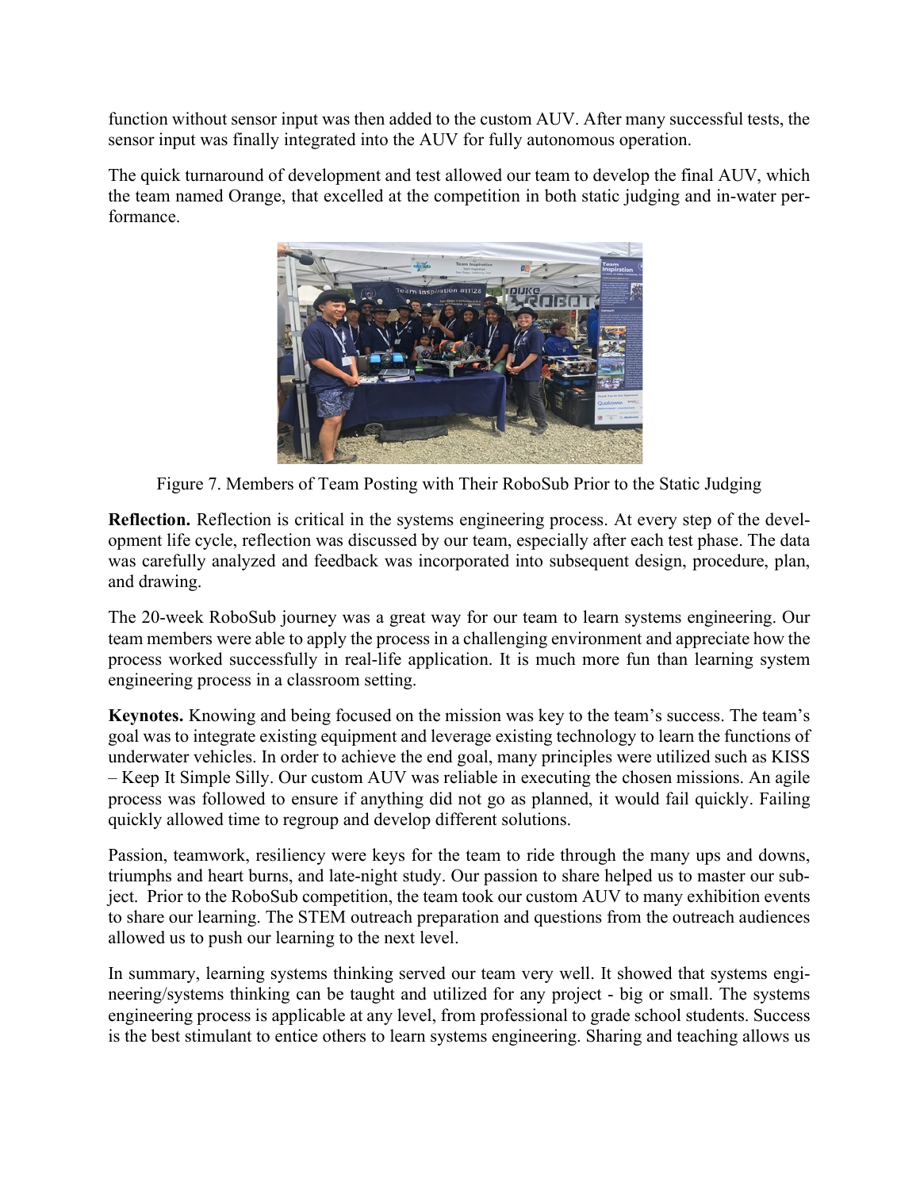function without sensor input was then added to the custom AUV. After many successful tests, the sensor input was finally integrated into the AUV for fully autonomous operation.

The quick turnaround of development and test allowed our team to develop the final AUV, which the team named Orange, that excelled at the competition in both static judging and in-water performance.

Figure 7. Members of Team Posting with Their RoboSub Prior to the Static Judging

**Reflection.** Reflection is critical in the systems engineering process. At every step of the development life cycle, reflection was discussed by our team, especially after each test phase. The data was carefully analyzed and feedback was incorporated into subsequent design, procedure, plan, and drawing.

The 20-week RoboSub journey was a great way for our team to learn systems engineering. Our team members were able to apply the process in a challenging environment and appreciate how the process worked successfully in real-life application. It is much more fun than learning system engineering process in a classroom setting.

**Keynotes.** Knowing and being focused on the mission was key to the team's success. The team's goal was to integrate existing equipment and leverage existing technology to learn the functions of underwater vehicles. In order to achieve the end goal, many principles were utilized such as KISS – Keep It Simple Silly. Our custom AUV was reliable in executing the chosen missions. An agile process was followed to ensure if anything did not go as planned, it would fail quickly. Failing quickly allowed time to regroup and develop different solutions.

Passion, teamwork, resiliency were keys for the team to ride through the many ups and downs, triumphs and heart burns, and late-night study. Our passion to share helped us to master our subject. Prior to the RoboSub competition, the team took our custom AUV to many exhibition events to share our learning. The STEM outreach preparation and questions from the outreach audiences allowed us to push our learning to the next level.

In summary, learning systems thinking served our team very well. It showed that systems engineering/systems thinking can be taught and utilized for any project - big or small. The systems engineering process is applicable at any level, from professional to grade school students. Success is the best stimulant to entice others to learn systems engineering. Sharing and teaching allows us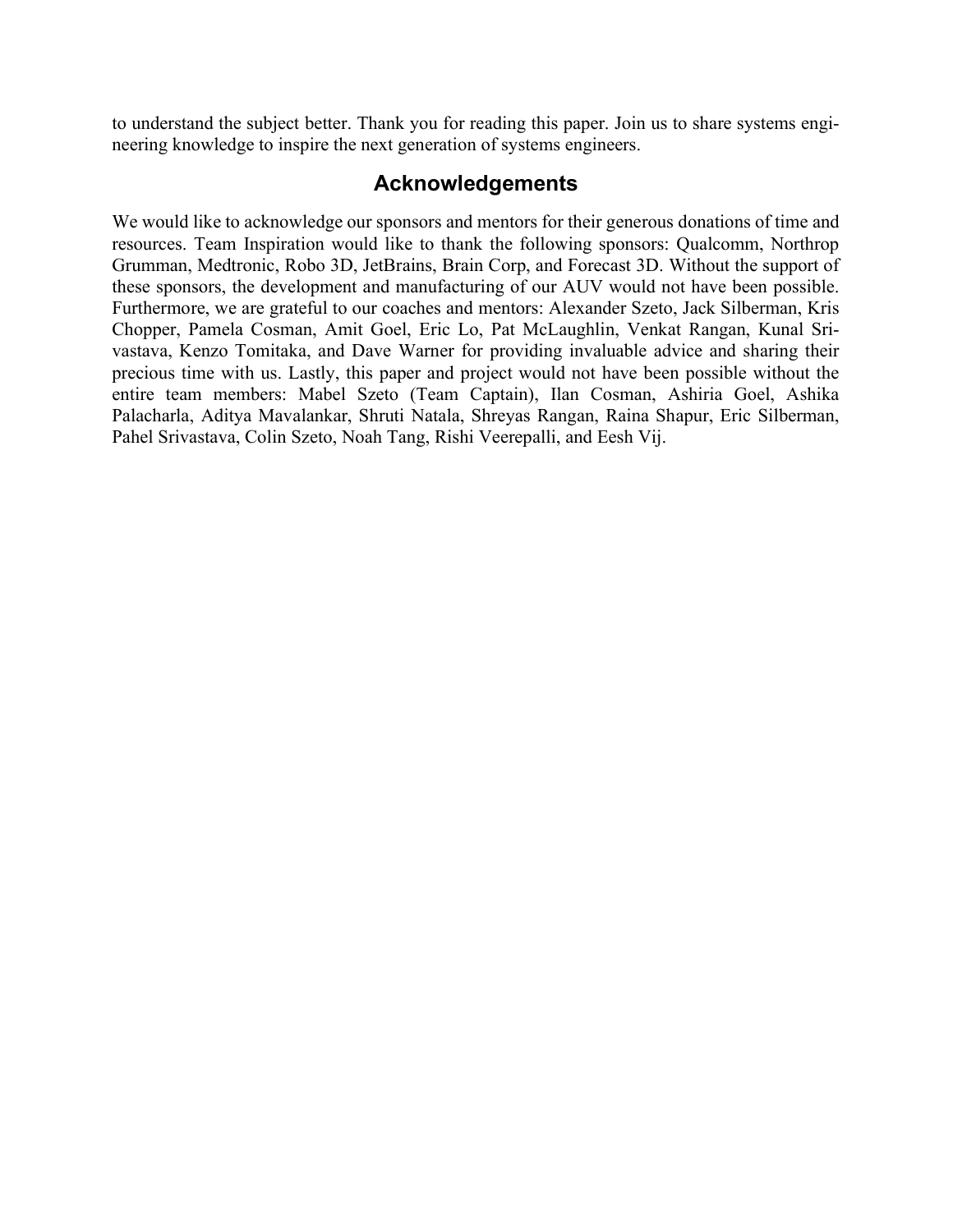to understand the subject better. Thank you for reading this paper. Join us to share systems engineering knowledge to inspire the next generation of systems engineers.

## Acknowledgements

We would like to acknowledge our sponsors and mentors for their generous donations of time and resources. Team Inspiration would like to thank the following sponsors: Qualcomm, Northrop Grumman, Medtronic, Robo 3D, JetBrains, Brain Corp, and Forecast 3D. Without the support of these sponsors, the development and manufacturing of our AUV would not have been possible. Furthermore, we are grateful to our coaches and mentors: Alexander Szeto, Jack Silberman, Kris Chopper, Pamela Cosman, Amit Goel, Eric Lo, Pat McLaughlin, Venkat Rangan, Kunal Srivastava, Kenzo Tomitaka, and Dave Warner for providing invaluable advice and sharing their precious time with us. Lastly, this paper and project would not have been possible without the entire team members: Mabel Szeto (Team Captain), Ilan Cosman, Ashiria Goel, Ashika Palacharla, Aditya Mavalankar, Shruti Natala, Shreyas Rangan, Raina Shapur, Eric Silberman, Pahel Srivastava, Colin Szeto, Noah Tang, Rishi Veerepalli, and Eesh Vij.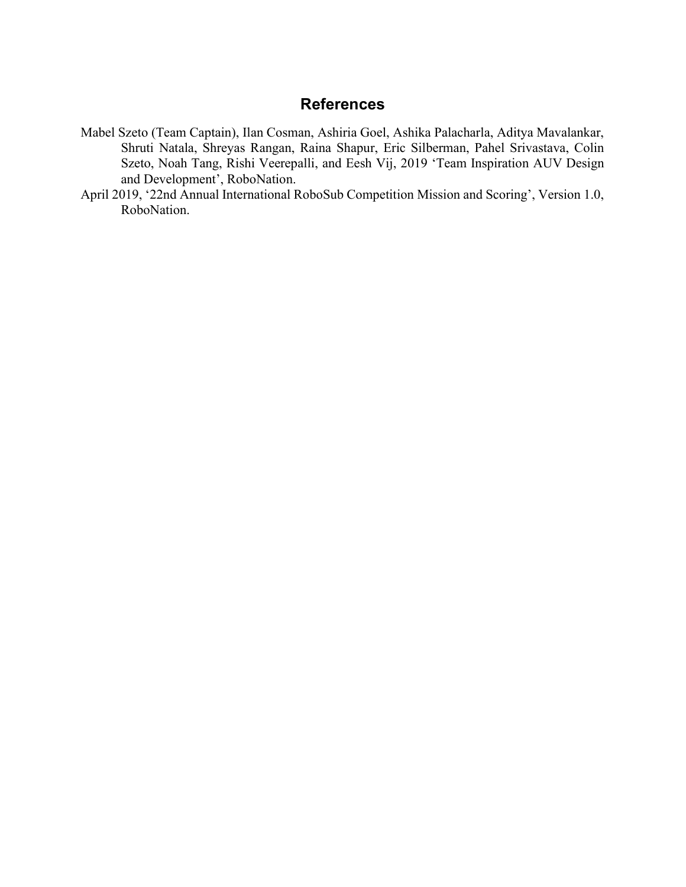# References

Mabel Szeto (Team Captain), Ilan Cosman, Ashiria Goel, Ashika Palacharla, Aditya Mavalankar, Shruti Natala, Shreyas Rangan, Raina Shapur, Eric Silberman, Pahel Srivastava, Colin Szeto, Noah Tang, Rishi Veerepalli, and Eesh Vij, 2019 'Team Inspiration AUV Design and Development', RoboNation.

April 2019, '22nd Annual International RoboSub Competition Mission and Scoring', Version 1.0, RoboNation.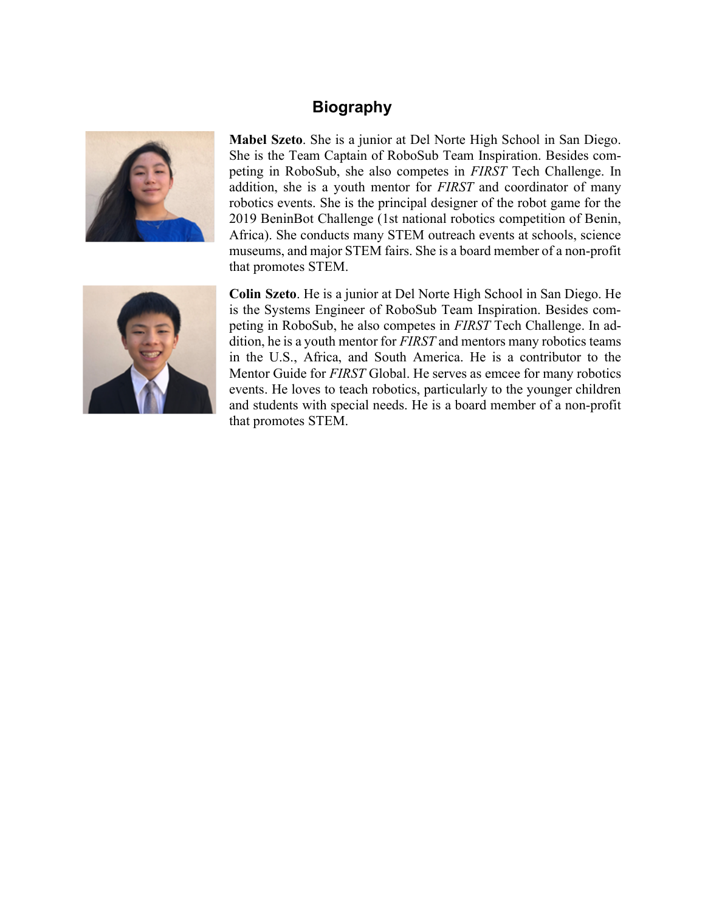# Biography

**Mabel Szeto**. She is a junior at Del Norte High School in San Diego. She is the Team Captain of RoboSub Team Inspiration. Besides competing in RoboSub, she also competes in *FIRST* Tech Challenge. In addition, she is a youth mentor for *FIRST* and coordinator of many robotics events. She is the principal designer of the robot game for the 2019 BeninBot Challenge (1st national robotics competition of Benin, Africa). She conducts many STEM outreach events at schools, science museums, and major STEM fairs. She is a board member of a non-profit that promotes STEM.

**Colin Szeto**. He is a junior at Del Norte High School in San Diego. He is the Systems Engineer of RoboSub Team Inspiration. Besides competing in RoboSub, he also competes in *FIRST* Tech Challenge. In addition, he is a youth mentor for *FIRST* and mentors many robotics teams in the U.S., Africa, and South America. He is a contributor to the Mentor Guide for *FIRST* Global. He serves as emcee for many robotics events. He loves to teach robotics, particularly to the younger children and students with special needs. He is a board member of a non-profit that promotes STEM.